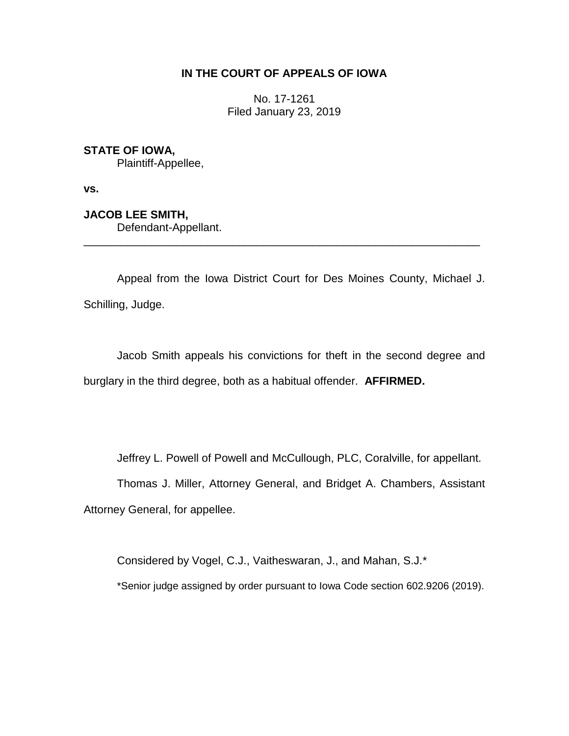**IN THE COURT OF APPEALS OF IOWA**

No. 17-1261
Filed January 23, 2019

**STATE OF IOWA,**
Plaintiff-Appellee,

**vs.**

**JACOB LEE SMITH,**
Defendant-Appellant.

---

Appeal from the Iowa District Court for Des Moines County, Michael J. Schilling, Judge.

Jacob Smith appeals his convictions for theft in the second degree and burglary in the third degree, both as a habitual offender. **AFFIRMED.**

Jeffrey L. Powell of Powell and McCullough, PLC, Coralville, for appellant.

Thomas J. Miller, Attorney General, and Bridget A. Chambers, Assistant Attorney General, for appellee.

Considered by Vogel, C.J., Vaitheswaran, J., and Mahan, S.J.*

*Senior judge assigned by order pursuant to Iowa Code section 602.9206 (2019).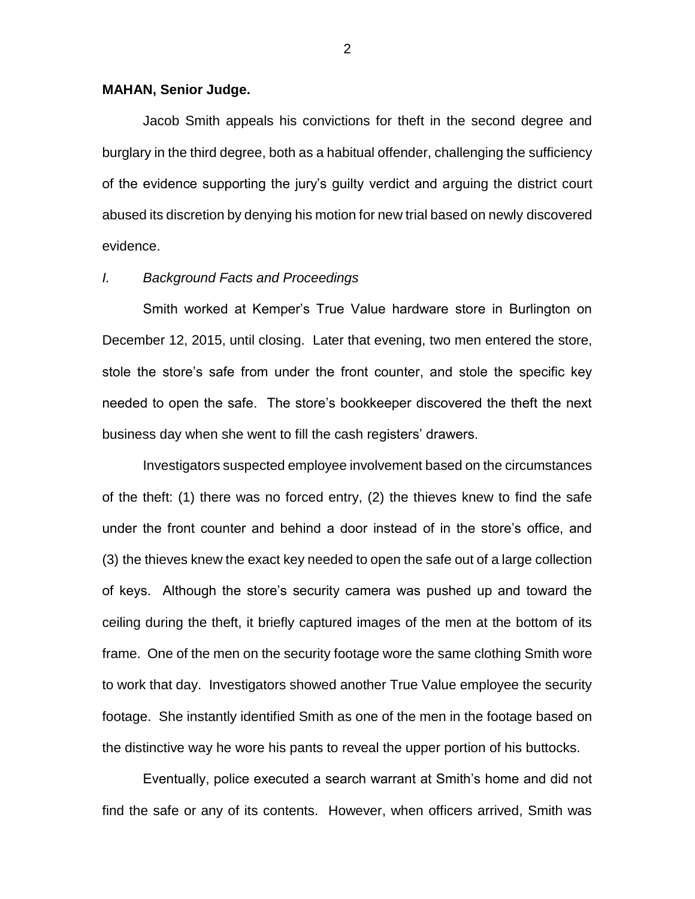**MAHAN, Senior Judge.**

Jacob Smith appeals his convictions for theft in the second degree and burglary in the third degree, both as a habitual offender, challenging the sufficiency of the evidence supporting the jury's guilty verdict and arguing the district court abused its discretion by denying his motion for new trial based on newly discovered evidence.

*I. Background Facts and Proceedings*

Smith worked at Kemper's True Value hardware store in Burlington on December 12, 2015, until closing. Later that evening, two men entered the store, stole the store's safe from under the front counter, and stole the specific key needed to open the safe. The store's bookkeeper discovered the theft the next business day when she went to fill the cash registers' drawers.

Investigators suspected employee involvement based on the circumstances of the theft: (1) there was no forced entry, (2) the thieves knew to find the safe under the front counter and behind a door instead of in the store's office, and (3) the thieves knew the exact key needed to open the safe out of a large collection of keys. Although the store's security camera was pushed up and toward the ceiling during the theft, it briefly captured images of the men at the bottom of its frame. One of the men on the security footage wore the same clothing Smith wore to work that day. Investigators showed another True Value employee the security footage. She instantly identified Smith as one of the men in the footage based on the distinctive way he wore his pants to reveal the upper portion of his buttocks.

Eventually, police executed a search warrant at Smith's home and did not find the safe or any of its contents. However, when officers arrived, Smith was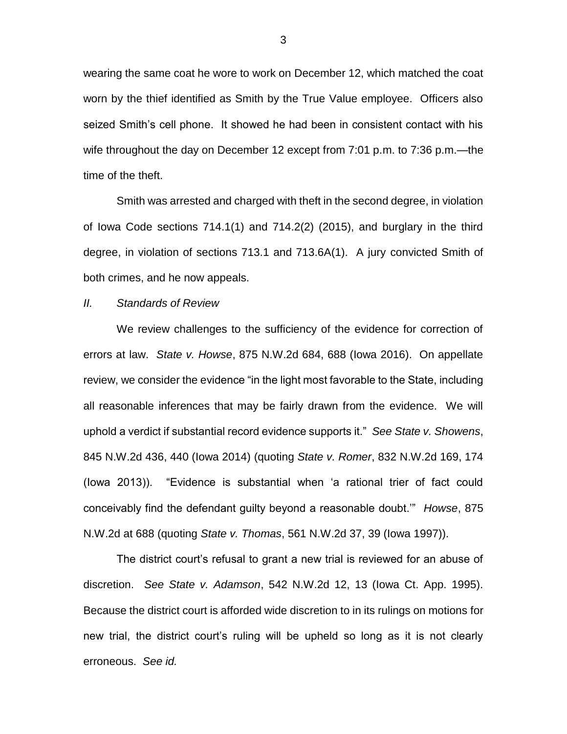wearing the same coat he wore to work on December 12, which matched the coat worn by the thief identified as Smith by the True Value employee. Officers also seized Smith's cell phone. It showed he had been in consistent contact with his wife throughout the day on December 12 except from 7:01 p.m. to 7:36 p.m.—the time of the theft.

Smith was arrested and charged with theft in the second degree, in violation of Iowa Code sections 714.1(1) and 714.2(2) (2015), and burglary in the third degree, in violation of sections 713.1 and 713.6A(1). A jury convicted Smith of both crimes, and he now appeals.

*II. Standards of Review*

We review challenges to the sufficiency of the evidence for correction of errors at law. *State v. Howse*, 875 N.W.2d 684, 688 (Iowa 2016). On appellate review, we consider the evidence "in the light most favorable to the State, including all reasonable inferences that may be fairly drawn from the evidence. We will uphold a verdict if substantial record evidence supports it." *See State v. Showens*, 845 N.W.2d 436, 440 (Iowa 2014) (quoting *State v. Romer*, 832 N.W.2d 169, 174 (Iowa 2013)). "Evidence is substantial when 'a rational trier of fact could conceivably find the defendant guilty beyond a reasonable doubt.'" *Howse*, 875 N.W.2d at 688 (quoting *State v. Thomas*, 561 N.W.2d 37, 39 (Iowa 1997)).

The district court's refusal to grant a new trial is reviewed for an abuse of discretion. *See State v. Adamson*, 542 N.W.2d 12, 13 (Iowa Ct. App. 1995). Because the district court is afforded wide discretion to in its rulings on motions for new trial, the district court's ruling will be upheld so long as it is not clearly erroneous. *See id.*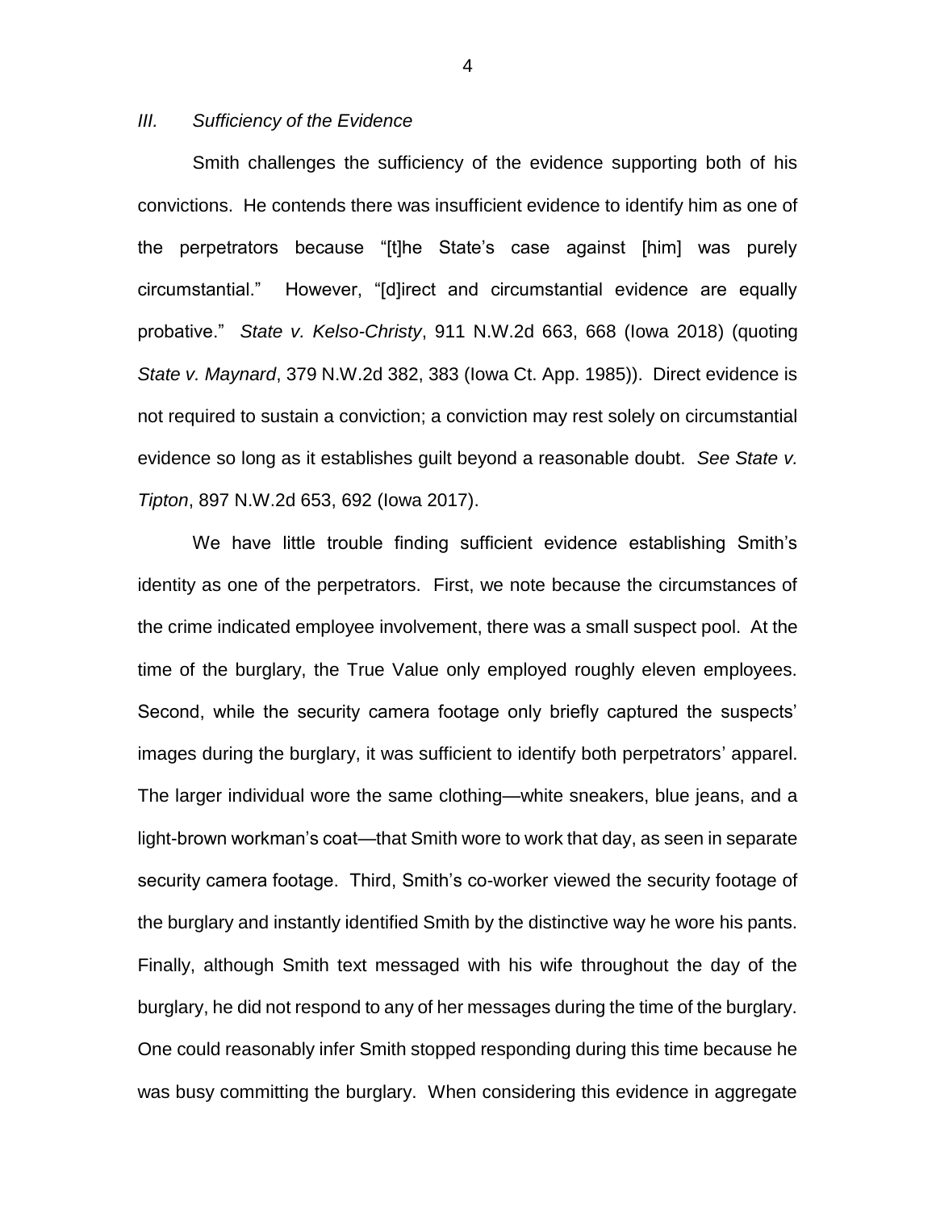### *III. Sufficiency of the Evidence*

Smith challenges the sufficiency of the evidence supporting both of his convictions. He contends there was insufficient evidence to identify him as one of the perpetrators because "[t]he State's case against [him] was purely circumstantial." However, "[d]irect and circumstantial evidence are equally probative." *State v. Kelso-Christy*, 911 N.W.2d 663, 668 (Iowa 2018) (quoting *State v. Maynard*, 379 N.W.2d 382, 383 (Iowa Ct. App. 1985)). Direct evidence is not required to sustain a conviction; a conviction may rest solely on circumstantial evidence so long as it establishes guilt beyond a reasonable doubt. *See State v. Tipton*, 897 N.W.2d 653, 692 (Iowa 2017).

We have little trouble finding sufficient evidence establishing Smith's identity as one of the perpetrators. First, we note because the circumstances of the crime indicated employee involvement, there was a small suspect pool. At the time of the burglary, the True Value only employed roughly eleven employees. Second, while the security camera footage only briefly captured the suspects' images during the burglary, it was sufficient to identify both perpetrators' apparel. The larger individual wore the same clothing—white sneakers, blue jeans, and a light-brown workman's coat—that Smith wore to work that day, as seen in separate security camera footage. Third, Smith's co-worker viewed the security footage of the burglary and instantly identified Smith by the distinctive way he wore his pants. Finally, although Smith text messaged with his wife throughout the day of the burglary, he did not respond to any of her messages during the time of the burglary. One could reasonably infer Smith stopped responding during this time because he was busy committing the burglary. When considering this evidence in aggregate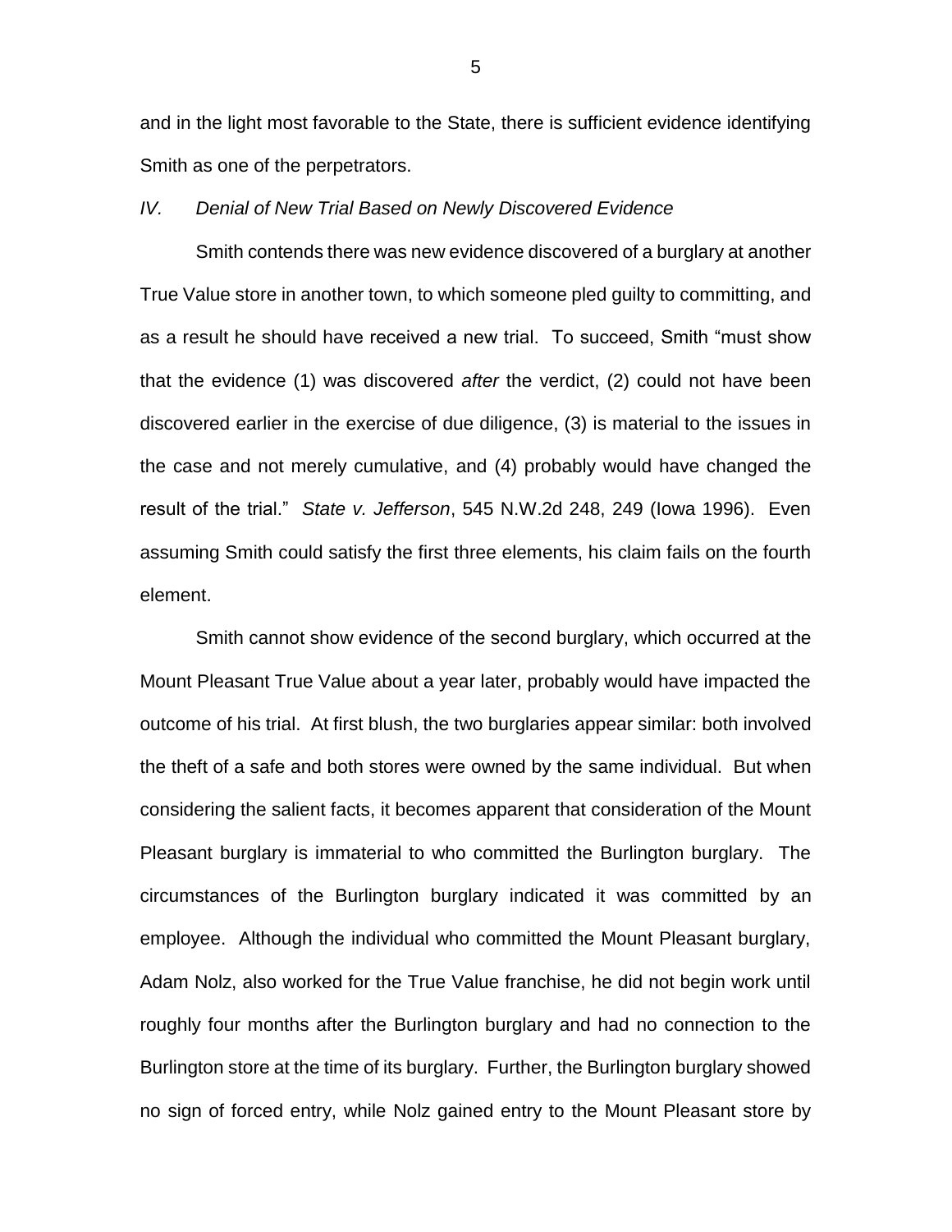and in the light most favorable to the State, there is sufficient evidence identifying Smith as one of the perpetrators.

*IV. Denial of New Trial Based on Newly Discovered Evidence*

Smith contends there was new evidence discovered of a burglary at another True Value store in another town, to which someone pled guilty to committing, and as a result he should have received a new trial. To succeed, Smith "must show that the evidence (1) was discovered *after* the verdict, (2) could not have been discovered earlier in the exercise of due diligence, (3) is material to the issues in the case and not merely cumulative, and (4) probably would have changed the result of the trial." *State v. Jefferson*, 545 N.W.2d 248, 249 (Iowa 1996). Even assuming Smith could satisfy the first three elements, his claim fails on the fourth element.

Smith cannot show evidence of the second burglary, which occurred at the Mount Pleasant True Value about a year later, probably would have impacted the outcome of his trial. At first blush, the two burglaries appear similar: both involved the theft of a safe and both stores were owned by the same individual. But when considering the salient facts, it becomes apparent that consideration of the Mount Pleasant burglary is immaterial to who committed the Burlington burglary. The circumstances of the Burlington burglary indicated it was committed by an employee. Although the individual who committed the Mount Pleasant burglary, Adam Nolz, also worked for the True Value franchise, he did not begin work until roughly four months after the Burlington burglary and had no connection to the Burlington store at the time of its burglary. Further, the Burlington burglary showed no sign of forced entry, while Nolz gained entry to the Mount Pleasant store by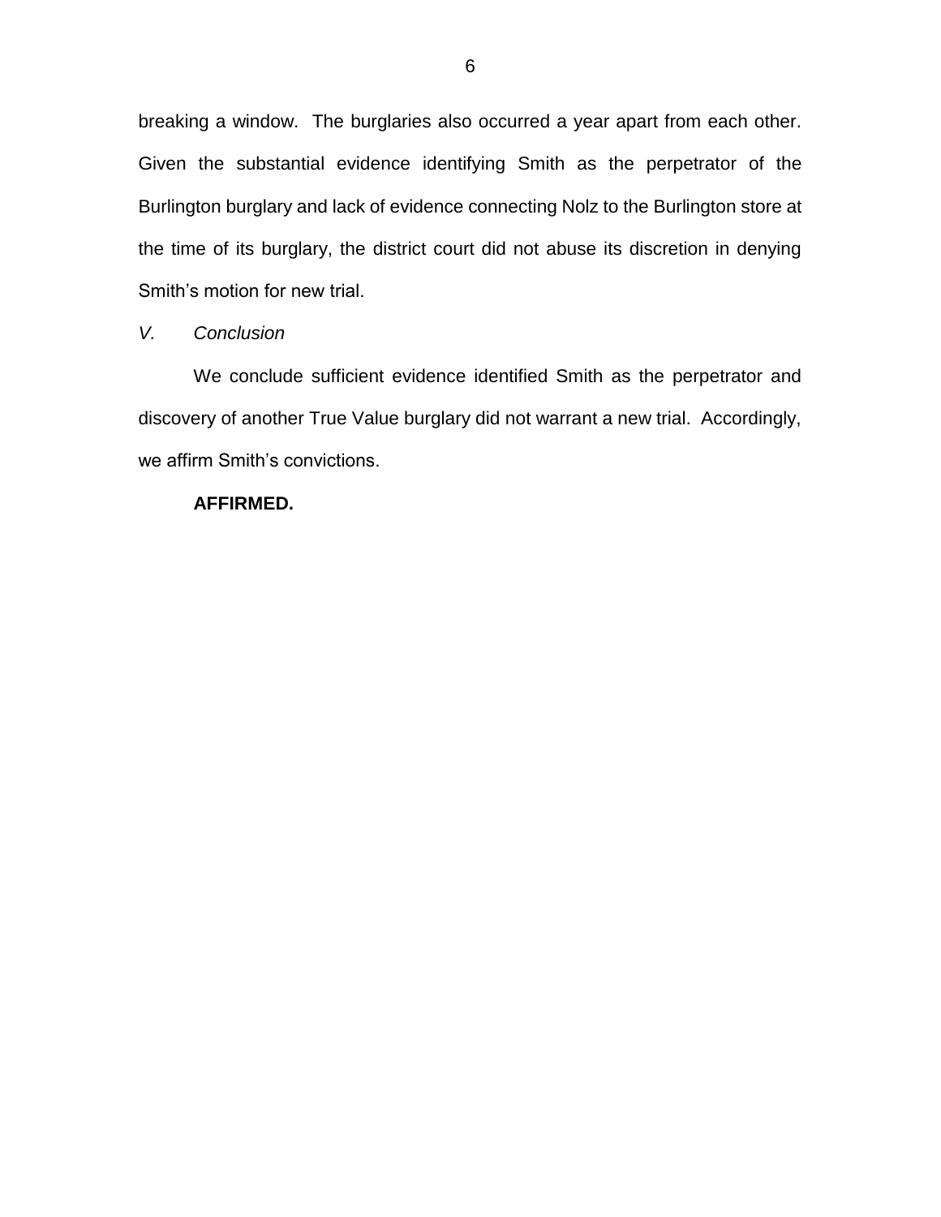breaking a window. The burglaries also occurred a year apart from each other. Given the substantial evidence identifying Smith as the perpetrator of the Burlington burglary and lack of evidence connecting Nolz to the Burlington store at the time of its burglary, the district court did not abuse its discretion in denying Smith's motion for new trial.

*V. Conclusion*

We conclude sufficient evidence identified Smith as the perpetrator and discovery of another True Value burglary did not warrant a new trial. Accordingly, we affirm Smith's convictions.

**AFFIRMED.**